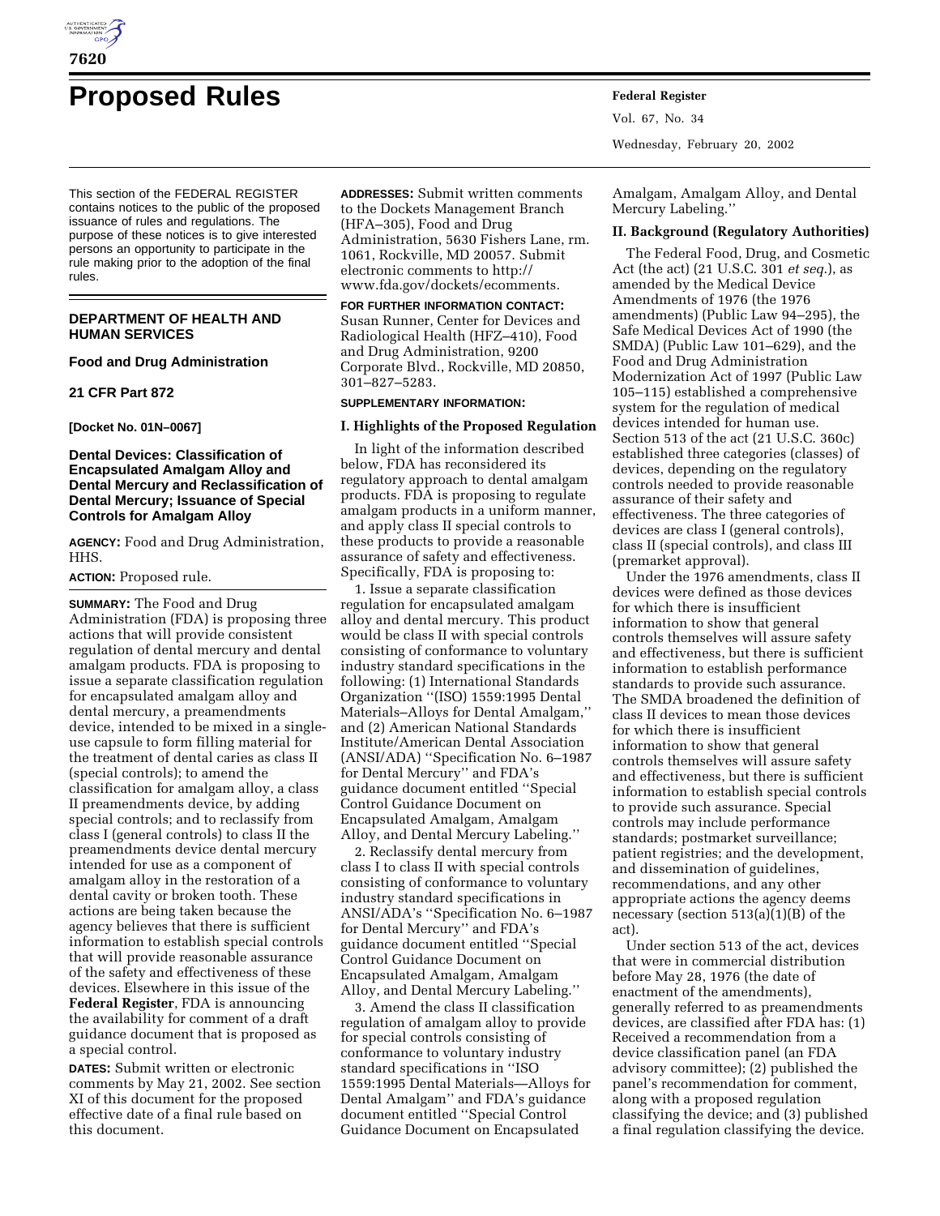# Proposed Rules

This section of the FEDERAL REGISTER contains notices to the public of the proposed issuance of rules and regulations. The purpose of these notices is to give interested persons an opportunity to participate in the rule making prior to the adoption of the final rules.

**DEPARTMENT OF HEALTH AND HUMAN SERVICES**

**Food and Drug Administration**

**21 CFR Part 872**

**[Docket No. 01N–0067]**

## Dental Devices: Classification of Encapsulated Amalgam Alloy and Dental Mercury and Reclassification of Dental Mercury; Issuance of Special Controls for Amalgam Alloy

**AGENCY:** Food and Drug Administration, HHS.

**ACTION:** Proposed rule.

**SUMMARY:** The Food and Drug Administration (FDA) is proposing three actions that will provide consistent regulation of dental mercury and dental amalgam products. FDA is proposing to issue a separate classification regulation for encapsulated amalgam alloy and dental mercury, a preamendments device, intended to be mixed in a single-use capsule to form filling material for the treatment of dental caries as class II (special controls); to amend the classification for amalgam alloy, a class II preamendments device, by adding special controls; and to reclassify from class I (general controls) to class II the preamendments device dental mercury intended for use as a component of amalgam alloy in the restoration of a dental cavity or broken tooth. These actions are being taken because the agency believes that there is sufficient information to establish special controls that will provide reasonable assurance of the safety and effectiveness of these devices. Elsewhere in this issue of the **Federal Register**, FDA is announcing the availability for comment of a draft guidance document that is proposed as a special control.

**DATES:** Submit written or electronic comments by May 21, 2002. See section XI of this document for the proposed effective date of a final rule based on this document.

**ADDRESSES:** Submit written comments to the Dockets Management Branch (HFA–305), Food and Drug Administration, 5630 Fishers Lane, rm. 1061, Rockville, MD 20057. Submit electronic comments to http://www.fda.gov/dockets/ecomments.

**FOR FURTHER INFORMATION CONTACT:** Susan Runner, Center for Devices and Radiological Health (HFZ–410), Food and Drug Administration, 9200 Corporate Blvd., Rockville, MD 20850, 301–827–5283.

**SUPPLEMENTARY INFORMATION:**

### I. Highlights of the Proposed Regulation

In light of the information described below, FDA has reconsidered its regulatory approach to dental amalgam products. FDA is proposing to regulate amalgam products in a uniform manner, and apply class II special controls to these products to provide a reasonable assurance of safety and effectiveness. Specifically, FDA is proposing to:

1. Issue a separate classification regulation for encapsulated amalgam alloy and dental mercury. This product would be class II with special controls consisting of conformance to voluntary industry standard specifications in the following: (1) International Standards Organization ''(ISO) 1559:1995 Dental Materials–Alloys for Dental Amalgam,'' and (2) American National Standards Institute/American Dental Association (ANSI/ADA) ''Specification No. 6–1987 for Dental Mercury'' and FDA's guidance document entitled ''Special Control Guidance Document on Encapsulated Amalgam, Amalgam Alloy, and Dental Mercury Labeling.''

2. Reclassify dental mercury from class I to class II with special controls consisting of conformance to voluntary industry standard specifications in ANSI/ADA's ''Specification No. 6–1987 for Dental Mercury'' and FDA's guidance document entitled ''Special Control Guidance Document on Encapsulated Amalgam, Amalgam Alloy, and Dental Mercury Labeling.''

3. Amend the class II classification regulation of amalgam alloy to provide for special controls consisting of conformance to voluntary industry standard specifications in ''ISO 1559:1995 Dental Materials—Alloys for Dental Amalgam'' and FDA's guidance document entitled ''Special Control Guidance Document on Encapsulated Amalgam, Amalgam Alloy, and Dental Mercury Labeling.''

### II. Background (Regulatory Authorities)

The Federal Food, Drug, and Cosmetic Act (the act) (21 U.S.C. 301 *et seq.*), as amended by the Medical Device Amendments of 1976 (the 1976 amendments) (Public Law 94–295), the Safe Medical Devices Act of 1990 (the SMDA) (Public Law 101–629), and the Food and Drug Administration Modernization Act of 1997 (Public Law 105–115) established a comprehensive system for the regulation of medical devices intended for human use. Section 513 of the act (21 U.S.C. 360c) established three categories (classes) of devices, depending on the regulatory controls needed to provide reasonable assurance of their safety and effectiveness. The three categories of devices are class I (general controls), class II (special controls), and class III (premarket approval).

Under the 1976 amendments, class II devices were defined as those devices for which there is insufficient information to show that general controls themselves will assure safety and effectiveness, but there is sufficient information to establish performance standards to provide such assurance. The SMDA broadened the definition of class II devices to mean those devices for which there is insufficient information to show that general controls themselves will assure safety and effectiveness, but there is sufficient information to establish special controls to provide such assurance. Special controls may include performance standards; postmarket surveillance; patient registries; and the development, and dissemination of guidelines, recommendations, and any other appropriate actions the agency deems necessary (section 513(a)(1)(B) of the act).

Under section 513 of the act, devices that were in commercial distribution before May 28, 1976 (the date of enactment of the amendments), generally referred to as preamendments devices, are classified after FDA has: (1) Received a recommendation from a device classification panel (an FDA advisory committee); (2) published the panel's recommendation for comment, along with a proposed regulation classifying the device; and (3) published a final regulation classifying the device.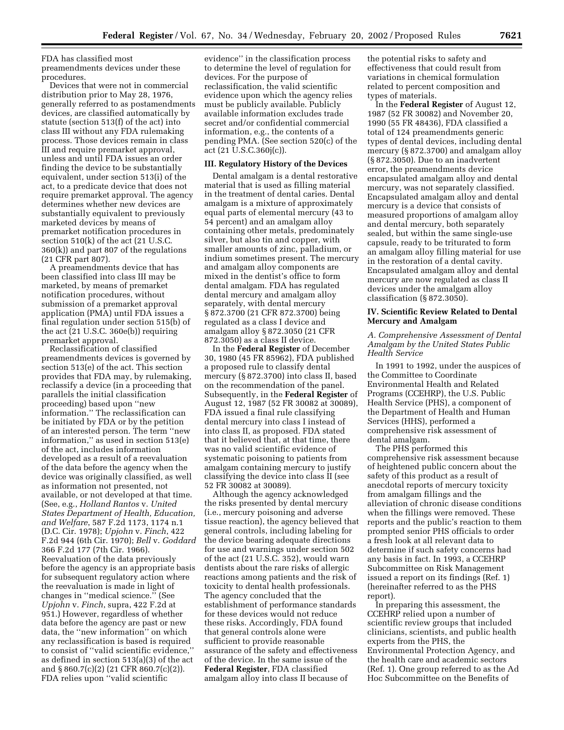FDA has classified most preamendments devices under these procedures.

Devices that were not in commercial distribution prior to May 28, 1976, generally referred to as postamendments devices, are classified automatically by statute (section 513(f) of the act) into class III without any FDA rulemaking process. Those devices remain in class III and require premarket approval, unless and until FDA issues an order finding the device to be substantially equivalent, under section 513(i) of the act, to a predicate device that does not require premarket approval. The agency determines whether new devices are substantially equivalent to previously marketed devices by means of premarket notification procedures in section 510(k) of the act (21 U.S.C. 360(k)) and part 807 of the regulations (21 CFR part 807).

A preamendments device that has been classified into class III may be marketed, by means of premarket notification procedures, without submission of a premarket approval application (PMA) until FDA issues a final regulation under section 515(b) of the act (21 U.S.C. 360e(b)) requiring premarket approval.

Reclassification of classified preamendments devices is governed by section 513(e) of the act. This section provides that FDA may, by rulemaking, reclassify a device (in a proceeding that parallels the initial classification proceeding) based upon ''new information.'' The reclassification can be initiated by FDA or by the petition of an interested person. The term ''new information,'' as used in section 513(e) of the act, includes information developed as a result of a reevaluation of the data before the agency when the device was originally classified, as well as information not presented, not available, or not developed at that time. (See, e.g., *Holland Rantos* v. *United States Department of Health, Education, and Welfare*, 587 F.2d 1173, 1174 n.1 (D.C. Cir. 1978); *Upjohn* v. *Finch*, 422 F.2d 944 (6th Cir. 1970); *Bell* v. *Goddard* 366 F.2d 177 (7th Cir. 1966). Reevaluation of the data previously before the agency is an appropriate basis for subsequent regulatory action where the reevaluation is made in light of changes in ''medical science.'' (See *Upjohn* v. *Finch*, supra, 422 F.2d at 951.) However, regardless of whether data before the agency are past or new data, the ''new information'' on which any reclassification is based is required to consist of ''valid scientific evidence,'' as defined in section 513(a)(3) of the act and § 860.7(c)(2) (21 CFR 860.7(c)(2)). FDA relies upon ''valid scientific evidence'' in the classification process to determine the level of regulation for devices. For the purpose of reclassification, the valid scientific evidence upon which the agency relies must be publicly available. Publicly available information excludes trade secret and/or confidential commercial information, e.g., the contents of a pending PMA. (See section 520(c) of the act (21 U.S.C.360j(c)).

## III. Regulatory History of the Devices

Dental amalgam is a dental restorative material that is used as filling material in the treatment of dental caries. Dental amalgam is a mixture of approximately equal parts of elemental mercury (43 to 54 percent) and an amalgam alloy containing other metals, predominately silver, but also tin and copper, with smaller amounts of zinc, palladium, or indium sometimes present. The mercury and amalgam alloy components are mixed in the dentist's office to form dental amalgam. FDA has regulated dental mercury and amalgam alloy separately, with dental mercury § 872.3700 (21 CFR 872.3700) being regulated as a class I device and amalgam alloy § 872.3050 (21 CFR 872.3050) as a class II device.

In the **Federal Register** of December 30, 1980 (45 FR 85962), FDA published a proposed rule to classify dental mercury (§ 872.3700) into class II, based on the recommendation of the panel. Subsequently, in the **Federal Register** of August 12, 1987 (52 FR 30082 at 30089), FDA issued a final rule classifying dental mercury into class I instead of into class II, as proposed. FDA stated that it believed that, at that time, there was no valid scientific evidence of systematic poisoning to patients from amalgam containing mercury to justify classifying the device into class II (see 52 FR 30082 at 30089).

Although the agency acknowledged the risks presented by dental mercury (i.e., mercury poisoning and adverse tissue reaction), the agency believed that general controls, including labeling for the device bearing adequate directions for use and warnings under section 502 of the act (21 U.S.C. 352), would warn dentists about the rare risks of allergic reactions among patients and the risk of toxicity to dental health professionals. The agency concluded that the establishment of performance standards for these devices would not reduce these risks. Accordingly, FDA found that general controls alone were sufficient to provide reasonable assurance of the safety and effectiveness of the device. In the same issue of the **Federal Register**, FDA classified amalgam alloy into class II because of the potential risks to safety and effectiveness that could result from variations in chemical formulation related to percent composition and types of materials.

In the **Federal Register** of August 12, 1987 (52 FR 30082) and November 20, 1990 (55 FR 48436), FDA classified a total of 124 preamendments generic types of dental devices, including dental mercury (§ 872.3700) and amalgam alloy (§ 872.3050). Due to an inadvertent error, the preamendments device encapsulated amalgam alloy and dental mercury, was not separately classified. Encapsulated amalgam alloy and dental mercury is a device that consists of measured proportions of amalgam alloy and dental mercury, both separately sealed, but within the same single-use capsule, ready to be triturated to form an amalgam alloy filling material for use in the restoration of a dental cavity. Encapsulated amalgam alloy and dental mercury are now regulated as class II devices under the amalgam alloy classification (§ 872.3050).

## IV. Scientific Review Related to Dental Mercury and Amalgam

### *A. Comprehensive Assessment of Dental Amalgam by the United States Public Health Service*

In 1991 to 1992, under the auspices of the Committee to Coordinate Environmental Health and Related Programs (CCEHRP), the U.S. Public Health Service (PHS), a component of the Department of Health and Human Services (HHS), performed a comprehensive risk assessment of dental amalgam.

The PHS performed this comprehensive risk assessment because of heightened public concern about the safety of this product as a result of anecdotal reports of mercury toxicity from amalgam fillings and the alleviation of chronic disease conditions when the fillings were removed. These reports and the public's reaction to them prompted senior PHS officials to order a fresh look at all relevant data to determine if such safety concerns had any basis in fact. In 1993, a CCEHRP Subcommittee on Risk Management issued a report on its findings (Ref. 1) (hereinafter referred to as the PHS report).

In preparing this assessment, the CCEHRP relied upon a number of scientific review groups that included clinicians, scientists, and public health experts from the PHS, the Environmental Protection Agency, and the health care and academic sectors (Ref. 1). One group referred to as the Ad Hoc Subcommittee on the Benefits of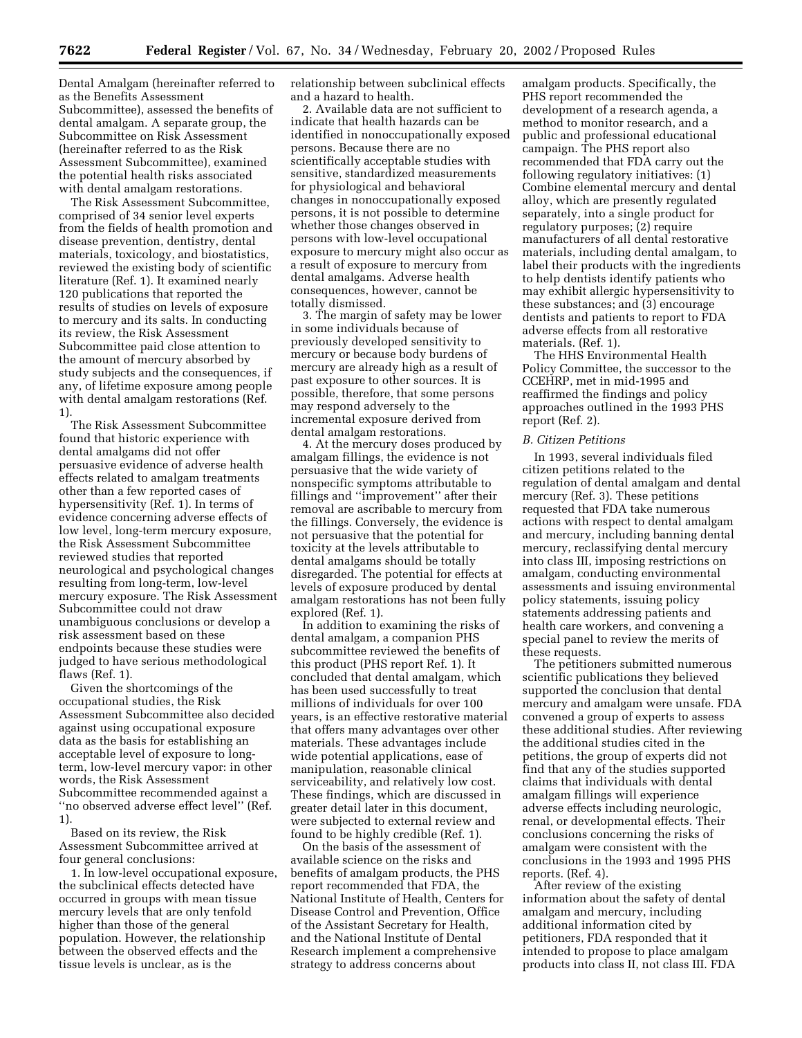Dental Amalgam (hereinafter referred to as the Benefits Assessment Subcommittee), assessed the benefits of dental amalgam. A separate group, the Subcommittee on Risk Assessment (hereinafter referred to as the Risk Assessment Subcommittee), examined the potential health risks associated with dental amalgam restorations.

The Risk Assessment Subcommittee, comprised of 34 senior level experts from the fields of health promotion and disease prevention, dentistry, dental materials, toxicology, and biostatistics, reviewed the existing body of scientific literature (Ref. 1). It examined nearly 120 publications that reported the results of studies on levels of exposure to mercury and its salts. In conducting its review, the Risk Assessment Subcommittee paid close attention to the amount of mercury absorbed by study subjects and the consequences, if any, of lifetime exposure among people with dental amalgam restorations (Ref. 1).

The Risk Assessment Subcommittee found that historic experience with dental amalgams did not offer persuasive evidence of adverse health effects related to amalgam treatments other than a few reported cases of hypersensitivity (Ref. 1). In terms of evidence concerning adverse effects of low level, long-term mercury exposure, the Risk Assessment Subcommittee reviewed studies that reported neurological and psychological changes resulting from long-term, low-level mercury exposure. The Risk Assessment Subcommittee could not draw unambiguous conclusions or develop a risk assessment based on these endpoints because these studies were judged to have serious methodological flaws (Ref. 1).

Given the shortcomings of the occupational studies, the Risk Assessment Subcommittee also decided against using occupational exposure data as the basis for establishing an acceptable level of exposure to long-term, low-level mercury vapor: in other words, the Risk Assessment Subcommittee recommended against a ''no observed adverse effect level'' (Ref. 1).

Based on its review, the Risk Assessment Subcommittee arrived at four general conclusions:

1. In low-level occupational exposure, the subclinical effects detected have occurred in groups with mean tissue mercury levels that are only tenfold higher than those of the general population. However, the relationship between the observed effects and the tissue levels is unclear, as is the relationship between subclinical effects and a hazard to health.

2. Available data are not sufficient to indicate that health hazards can be identified in nonoccupationally exposed persons. Because there are no scientifically acceptable studies with sensitive, standardized measurements for physiological and behavioral changes in nonoccupationally exposed persons, it is not possible to determine whether those changes observed in persons with low-level occupational exposure to mercury might also occur as a result of exposure to mercury from dental amalgams. Adverse health consequences, however, cannot be totally dismissed.

3. The margin of safety may be lower in some individuals because of previously developed sensitivity to mercury or because body burdens of mercury are already high as a result of past exposure to other sources. It is possible, therefore, that some persons may respond adversely to the incremental exposure derived from dental amalgam restorations.

4. At the mercury doses produced by amalgam fillings, the evidence is not persuasive that the wide variety of nonspecific symptoms attributable to fillings and ''improvement'' after their removal are ascribable to mercury from the fillings. Conversely, the evidence is not persuasive that the potential for toxicity at the levels attributable to dental amalgams should be totally disregarded. The potential for effects at levels of exposure produced by dental amalgam restorations has not been fully explored (Ref. 1).

In addition to examining the risks of dental amalgam, a companion PHS subcommittee reviewed the benefits of this product (PHS report Ref. 1). It concluded that dental amalgam, which has been used successfully to treat millions of individuals for over 100 years, is an effective restorative material that offers many advantages over other materials. These advantages include wide potential applications, ease of manipulation, reasonable clinical serviceability, and relatively low cost. These findings, which are discussed in greater detail later in this document, were subjected to external review and found to be highly credible (Ref. 1).

On the basis of the assessment of available science on the risks and benefits of amalgam products, the PHS report recommended that FDA, the National Institute of Health, Centers for Disease Control and Prevention, Office of the Assistant Secretary for Health, and the National Institute of Dental Research implement a comprehensive strategy to address concerns about amalgam products. Specifically, the PHS report recommended the development of a research agenda, a method to monitor research, and a public and professional educational campaign. The PHS report also recommended that FDA carry out the following regulatory initiatives: (1) Combine elemental mercury and dental alloy, which are presently regulated separately, into a single product for regulatory purposes; (2) require manufacturers of all dental restorative materials, including dental amalgam, to label their products with the ingredients to help dentists identify patients who may exhibit allergic hypersensitivity to these substances; and (3) encourage dentists and patients to report to FDA adverse effects from all restorative materials. (Ref. 1).

The HHS Environmental Health Policy Committee, the successor to the CCEHRP, met in mid-1995 and reaffirmed the findings and policy approaches outlined in the 1993 PHS report (Ref. 2).

### *B. Citizen Petitions*

In 1993, several individuals filed citizen petitions related to the regulation of dental amalgam and dental mercury (Ref. 3). These petitions requested that FDA take numerous actions with respect to dental amalgam and mercury, including banning dental mercury, reclassifying dental mercury into class III, imposing restrictions on amalgam, conducting environmental assessments and issuing environmental policy statements, issuing policy statements addressing patients and health care workers, and convening a special panel to review the merits of these requests.

The petitioners submitted numerous scientific publications they believed supported the conclusion that dental mercury and amalgam were unsafe. FDA convened a group of experts to assess these additional studies. After reviewing the additional studies cited in the petitions, the group of experts did not find that any of the studies supported claims that individuals with dental amalgam fillings will experience adverse effects including neurologic, renal, or developmental effects. Their conclusions concerning the risks of amalgam were consistent with the conclusions in the 1993 and 1995 PHS reports. (Ref. 4).

After review of the existing information about the safety of dental amalgam and mercury, including additional information cited by petitioners, FDA responded that it intended to propose to place amalgam products into class II, not class III. FDA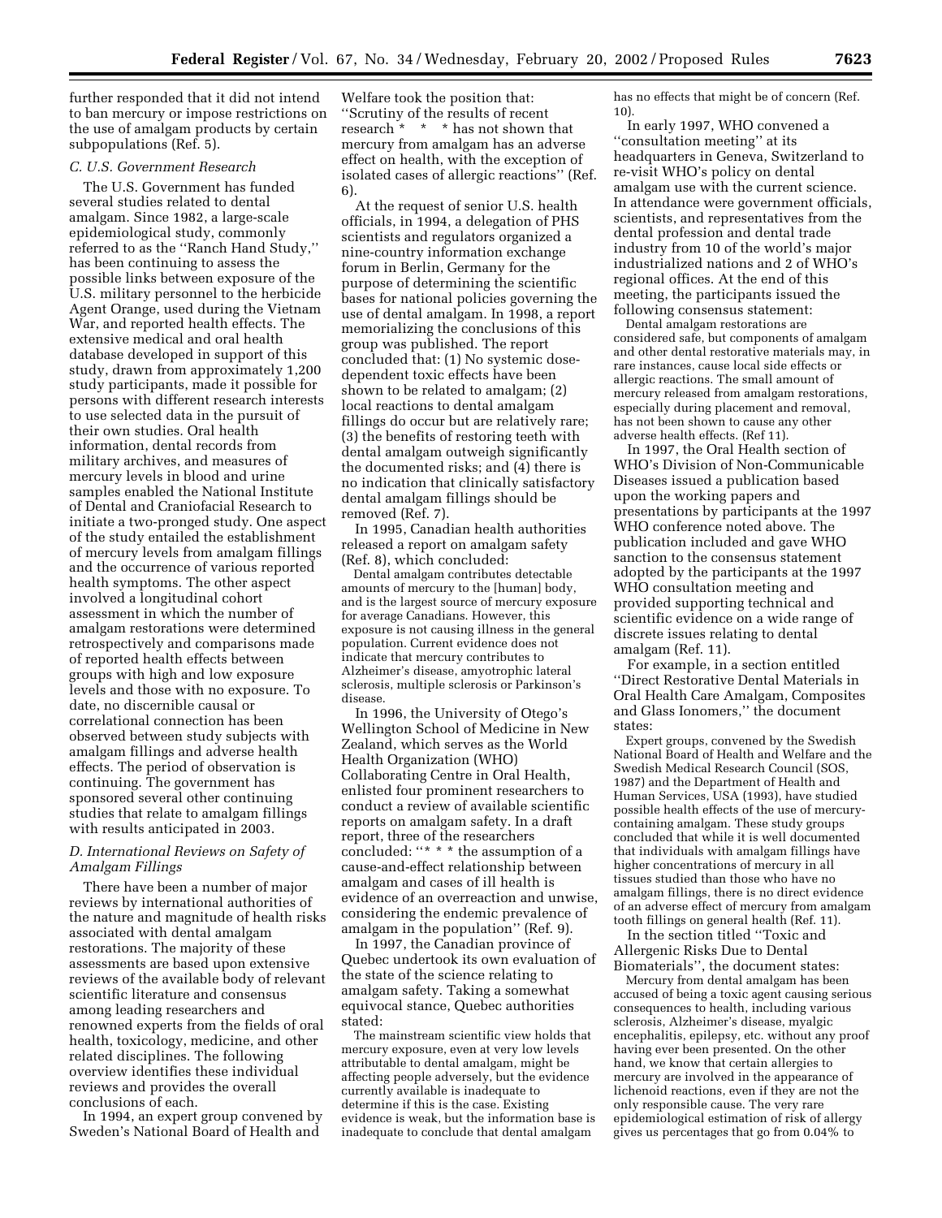further responded that it did not intend to ban mercury or impose restrictions on the use of amalgam products by certain subpopulations (Ref. 5).

### *C. U.S. Government Research*

The U.S. Government has funded several studies related to dental amalgam. Since 1982, a large-scale epidemiological study, commonly referred to as the ''Ranch Hand Study,'' has been continuing to assess the possible links between exposure of the U.S. military personnel to the herbicide Agent Orange, used during the Vietnam War, and reported health effects. The extensive medical and oral health database developed in support of this study, drawn from approximately 1,200 study participants, made it possible for persons with different research interests to use selected data in the pursuit of their own studies. Oral health information, dental records from military archives, and measures of mercury levels in blood and urine samples enabled the National Institute of Dental and Craniofacial Research to initiate a two-pronged study. One aspect of the study entailed the establishment of mercury levels from amalgam fillings and the occurrence of various reported health symptoms. The other aspect involved a longitudinal cohort assessment in which the number of amalgam restorations were determined retrospectively and comparisons made of reported health effects between groups with high and low exposure levels and those with no exposure. To date, no discernible causal or correlational connection has been observed between study subjects with amalgam fillings and adverse health effects. The period of observation is continuing. The government has sponsored several other continuing studies that relate to amalgam fillings with results anticipated in 2003.

### *D. International Reviews on Safety of Amalgam Fillings*

There have been a number of major reviews by international authorities of the nature and magnitude of health risks associated with dental amalgam restorations. The majority of these assessments are based upon extensive reviews of the available body of relevant scientific literature and consensus among leading researchers and renowned experts from the fields of oral health, toxicology, medicine, and other related disciplines. The following overview identifies these individual reviews and provides the overall conclusions of each.

In 1994, an expert group convened by Sweden's National Board of Health and Welfare took the position that: ''Scrutiny of the results of recent research * * * has not shown that mercury from amalgam has an adverse effect on health, with the exception of isolated cases of allergic reactions'' (Ref. 6).

At the request of senior U.S. health officials, in 1994, a delegation of PHS scientists and regulators organized a nine-country information exchange forum in Berlin, Germany for the purpose of determining the scientific bases for national policies governing the use of dental amalgam. In 1998, a report memorializing the conclusions of this group was published. The report concluded that: (1) No systemic dose-dependent toxic effects have been shown to be related to amalgam; (2) local reactions to dental amalgam fillings do occur but are relatively rare; (3) the benefits of restoring teeth with dental amalgam outweigh significantly the documented risks; and (4) there is no indication that clinically satisfactory dental amalgam fillings should be removed (Ref. 7).

In 1995, Canadian health authorities released a report on amalgam safety (Ref. 8), which concluded:

> Dental amalgam contributes detectable amounts of mercury to the [human] body, and is the largest source of mercury exposure for average Canadians. However, this exposure is not causing illness in the general population. Current evidence does not indicate that mercury contributes to Alzheimer's disease, amyotrophic lateral sclerosis, multiple sclerosis or Parkinson's disease.

In 1996, the University of Otego's Wellington School of Medicine in New Zealand, which serves as the World Health Organization (WHO) Collaborating Centre in Oral Health, enlisted four prominent researchers to conduct a review of available scientific reports on amalgam safety. In a draft report, three of the researchers concluded: ''* * * the assumption of a cause-and-effect relationship between amalgam and cases of ill health is evidence of an overreaction and unwise, considering the endemic prevalence of amalgam in the population'' (Ref. 9).

In 1997, the Canadian province of Quebec undertook its own evaluation of the state of the science relating to amalgam safety. Taking a somewhat equivocal stance, Quebec authorities stated:

> The mainstream scientific view holds that mercury exposure, even at very low levels attributable to dental amalgam, might be affecting people adversely, but the evidence currently available is inadequate to determine if this is the case. Existing evidence is weak, but the information base is inadequate to conclude that dental amalgam has no effects that might be of concern (Ref. 10).

In early 1997, WHO convened a ''consultation meeting'' at its headquarters in Geneva, Switzerland to re-visit WHO's policy on dental amalgam use with the current science. In attendance were government officials, scientists, and representatives from the dental profession and dental trade industry from 10 of the world's major industrialized nations and 2 of WHO's regional offices. At the end of this meeting, the participants issued the following consensus statement:

> Dental amalgam restorations are considered safe, but components of amalgam and other dental restorative materials may, in rare instances, cause local side effects or allergic reactions. The small amount of mercury released from amalgam restorations, especially during placement and removal, has not been shown to cause any other adverse health effects. (Ref 11).

In 1997, the Oral Health section of WHO's Division of Non-Communicable Diseases issued a publication based upon the working papers and presentations by participants at the 1997 WHO conference noted above. The publication included and gave WHO sanction to the consensus statement adopted by the participants at the 1997 WHO consultation meeting and provided supporting technical and scientific evidence on a wide range of discrete issues relating to dental amalgam (Ref. 11).

For example, in a section entitled ''Direct Restorative Dental Materials in Oral Health Care Amalgam, Composites and Glass Ionomers,'' the document states:

> Expert groups, convened by the Swedish National Board of Health and Welfare and the Swedish Medical Research Council (SOS, 1987) and the Department of Health and Human Services, USA (1993), have studied possible health effects of the use of mercury-containing amalgam. These study groups concluded that while it is well documented that individuals with amalgam fillings have higher concentrations of mercury in all tissues studied than those who have no amalgam fillings, there is no direct evidence of an adverse effect of mercury from amalgam tooth fillings on general health (Ref. 11).

In the section titled ''Toxic and Allergenic Risks Due to Dental Biomaterials'', the document states:

> Mercury from dental amalgam has been accused of being a toxic agent causing serious consequences to health, including various sclerosis, Alzheimer's disease, myalgic encephalitis, epilepsy, etc. without any proof having ever been presented. On the other hand, we know that certain allergies to mercury are involved in the appearance of lichenoid reactions, even if they are not the only responsible cause. The very rare epidemiological estimation of risk of allergy gives us percentages that go from 0.04% to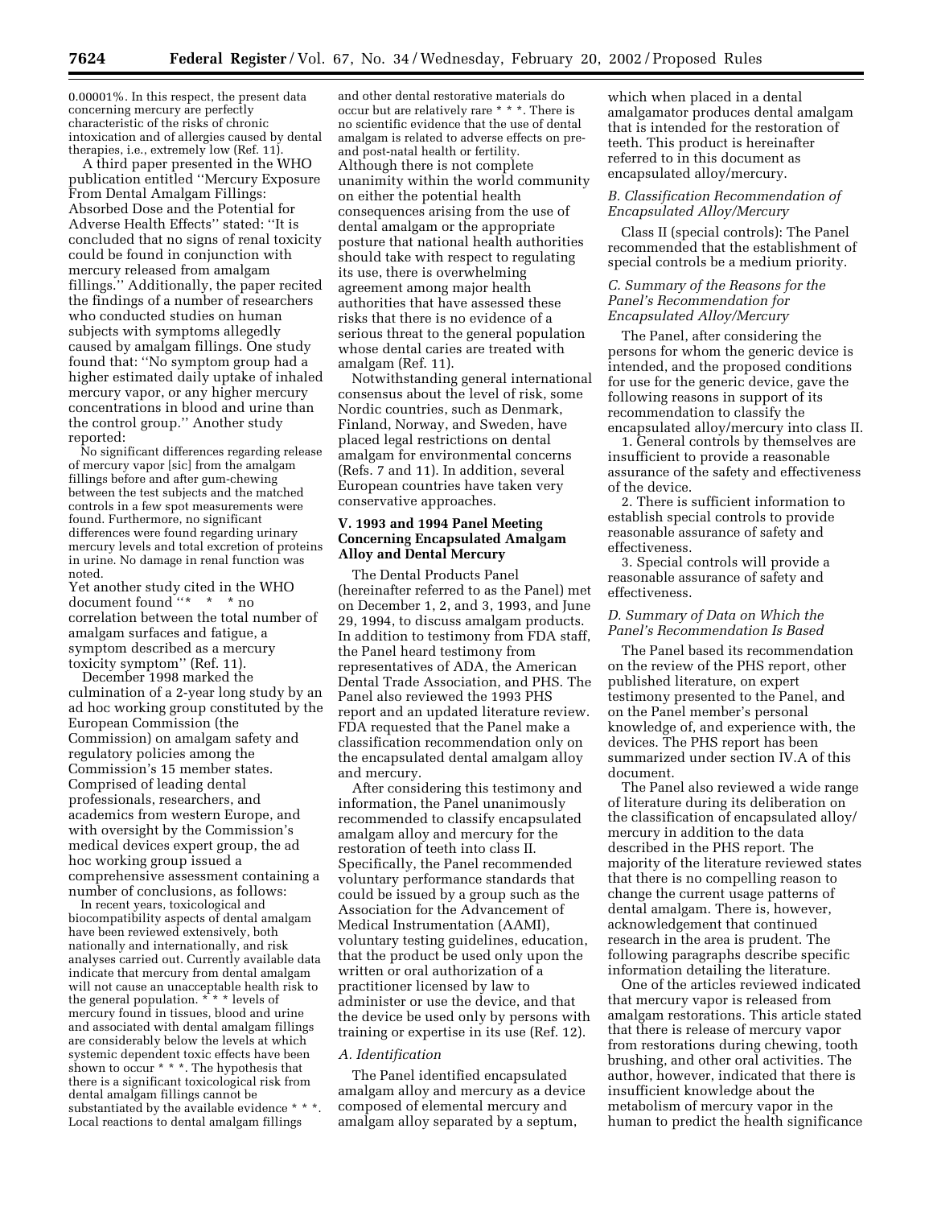0.00001%. In this respect, the present data concerning mercury are perfectly characteristic of the risks of chronic intoxication and of allergies caused by dental therapies, i.e., extremely low (Ref. 11).

A third paper presented in the WHO publication entitled ''Mercury Exposure From Dental Amalgam Fillings: Absorbed Dose and the Potential for Adverse Health Effects'' stated: ''It is concluded that no signs of renal toxicity could be found in conjunction with mercury released from amalgam fillings.'' Additionally, the paper recited the findings of a number of researchers who conducted studies on human subjects with symptoms allegedly caused by amalgam fillings. One study found that: ''No symptom group had a higher estimated daily uptake of inhaled mercury vapor, or any higher mercury concentrations in blood and urine than the control group.'' Another study reported:

> No significant differences regarding release of mercury vapor [sic] from the amalgam fillings before and after gum-chewing between the test subjects and the matched controls in a few spot measurements were found. Furthermore, no significant differences were found regarding urinary mercury levels and total excretion of proteins in urine. No damage in renal function was noted.

Yet another study cited in the WHO document found ''* * * no correlation between the total number of amalgam surfaces and fatigue, a symptom described as a mercury toxicity symptom'' (Ref. 11).

December 1998 marked the culmination of a 2-year long study by an ad hoc working group constituted by the European Commission (the Commission) on amalgam safety and regulatory policies among the Commission's 15 member states. Comprised of leading dental professionals, researchers, and academics from western Europe, and with oversight by the Commission's medical devices expert group, the ad hoc working group issued a comprehensive assessment containing a number of conclusions, as follows:

> In recent years, toxicological and biocompatibility aspects of dental amalgam have been reviewed extensively, both nationally and internationally, and risk analyses carried out. Currently available data indicate that mercury from dental amalgam will not cause an unacceptable health risk to the general population. * * * levels of mercury found in tissues, blood and urine and associated with dental amalgam fillings are considerably below the levels at which systemic dependent toxic effects have been shown to occur * * *. The hypothesis that there is a significant toxicological risk from dental amalgam fillings cannot be substantiated by the available evidence * * *. Local reactions to dental amalgam fillings and other dental restorative materials do occur but are relatively rare * * *. There is no scientific evidence that the use of dental amalgam is related to adverse effects on pre- and post-natal health or fertility.

Although there is not complete unanimity within the world community on either the potential health consequences arising from the use of dental amalgam or the appropriate posture that national health authorities should take with respect to regulating its use, there is overwhelming agreement among major health authorities that have assessed these risks that there is no evidence of a serious threat to the general population whose dental caries are treated with amalgam (Ref. 11).

Notwithstanding general international consensus about the level of risk, some Nordic countries, such as Denmark, Finland, Norway, and Sweden, have placed legal restrictions on dental amalgam for environmental concerns (Refs. 7 and 11). In addition, several European countries have taken very conservative approaches.

## V. 1993 and 1994 Panel Meeting Concerning Encapsulated Amalgam Alloy and Dental Mercury

The Dental Products Panel (hereinafter referred to as the Panel) met on December 1, 2, and 3, 1993, and June 29, 1994, to discuss amalgam products. In addition to testimony from FDA staff, the Panel heard testimony from representatives of ADA, the American Dental Trade Association, and PHS. The Panel also reviewed the 1993 PHS report and an updated literature review. FDA requested that the Panel make a classification recommendation only on the encapsulated dental amalgam alloy and mercury.

After considering this testimony and information, the Panel unanimously recommended to classify encapsulated amalgam alloy and mercury for the restoration of teeth into class II. Specifically, the Panel recommended voluntary performance standards that could be issued by a group such as the Association for the Advancement of Medical Instrumentation (AAMI), voluntary testing guidelines, education, that the product be used only upon the written or oral authorization of a practitioner licensed by law to administer or use the device, and that the device be used only by persons with training or expertise in its use (Ref. 12).

### *A. Identification*

The Panel identified encapsulated amalgam alloy and mercury as a device composed of elemental mercury and amalgam alloy separated by a septum, which when placed in a dental amalgamator produces dental amalgam that is intended for the restoration of teeth. This product is hereinafter referred to in this document as encapsulated alloy/mercury.

### *B. Classification Recommendation of Encapsulated Alloy/Mercury*

Class II (special controls): The Panel recommended that the establishment of special controls be a medium priority.

### *C. Summary of the Reasons for the Panel's Recommendation for Encapsulated Alloy/Mercury*

The Panel, after considering the persons for whom the generic device is intended, and the proposed conditions for use for the generic device, gave the following reasons in support of its recommendation to classify the encapsulated alloy/mercury into class II.

1. General controls by themselves are insufficient to provide a reasonable assurance of the safety and effectiveness of the device.
2. There is sufficient information to establish special controls to provide reasonable assurance of safety and effectiveness.
3. Special controls will provide a reasonable assurance of safety and effectiveness.

### *D. Summary of Data on Which the Panel's Recommendation Is Based*

The Panel based its recommendation on the review of the PHS report, other published literature, on expert testimony presented to the Panel, and on the Panel member's personal knowledge of, and experience with, the devices. The PHS report has been summarized under section IV.A of this document.

The Panel also reviewed a wide range of literature during its deliberation on the classification of encapsulated alloy/mercury in addition to the data described in the PHS report. The majority of the literature reviewed states that there is no compelling reason to change the current usage patterns of dental amalgam. There is, however, acknowledgement that continued research in the area is prudent. The following paragraphs describe specific information detailing the literature.

One of the articles reviewed indicated that mercury vapor is released from amalgam restorations. This article stated that there is release of mercury vapor from restorations during chewing, tooth brushing, and other oral activities. The author, however, indicated that there is insufficient knowledge about the metabolism of mercury vapor in the human to predict the health significance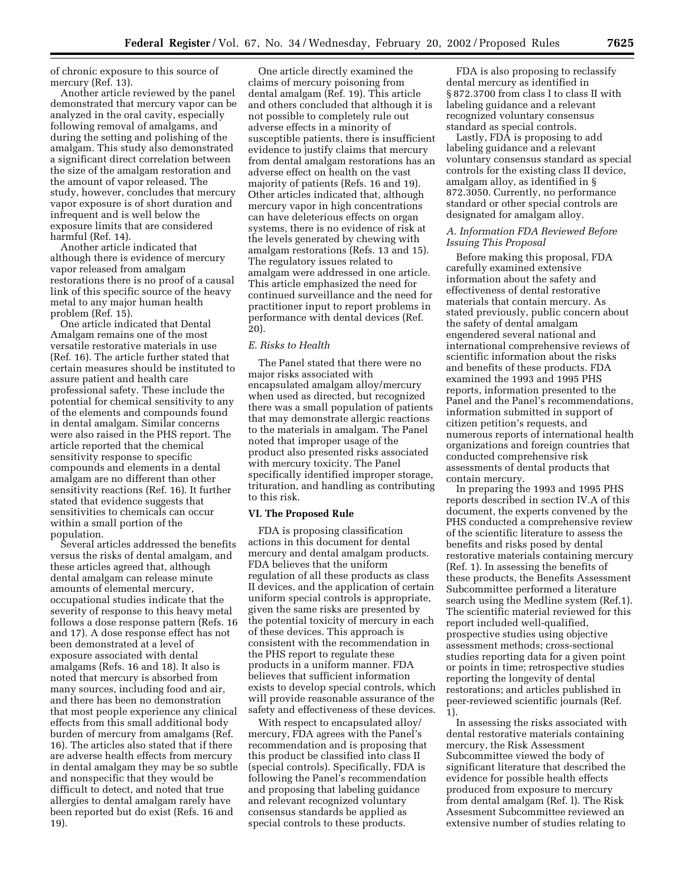of chronic exposure to this source of mercury (Ref. 13).

Another article reviewed by the panel demonstrated that mercury vapor can be analyzed in the oral cavity, especially following removal of amalgams, and during the setting and polishing of the amalgam. This study also demonstrated a significant direct correlation between the size of the amalgam restoration and the amount of vapor released. The study, however, concludes that mercury vapor exposure is of short duration and infrequent and is well below the exposure limits that are considered harmful (Ref. 14).

Another article indicated that although there is evidence of mercury vapor released from amalgam restorations there is no proof of a causal link of this specific source of the heavy metal to any major human health problem (Ref. 15).

One article indicated that Dental Amalgam remains one of the most versatile restorative materials in use (Ref. 16). The article further stated that certain measures should be instituted to assure patient and health care professional safety. These include the potential for chemical sensitivity to any of the elements and compounds found in dental amalgam. Similar concerns were also raised in the PHS report. The article reported that the chemical sensitivity response to specific compounds and elements in a dental amalgam are no different than other sensitivity reactions (Ref. 16). It further stated that evidence suggests that sensitivities to chemicals can occur within a small portion of the population.

Several articles addressed the benefits versus the risks of dental amalgam, and these articles agreed that, although dental amalgam can release minute amounts of elemental mercury, occupational studies indicate that the severity of response to this heavy metal follows a dose response pattern (Refs. 16 and 17). A dose response effect has not been demonstrated at a level of exposure associated with dental amalgams (Refs. 16 and 18). It also is noted that mercury is absorbed from many sources, including food and air, and there has been no demonstration that most people experience any clinical effects from this small additional body burden of mercury from amalgams (Ref. 16). The articles also stated that if there are adverse health effects from mercury in dental amalgam they may be so subtle and nonspecific that they would be difficult to detect, and noted that true allergies to dental amalgam rarely have been reported but do exist (Refs. 16 and 19).

One article directly examined the claims of mercury poisoning from dental amalgam (Ref. 19). This article and others concluded that although it is not possible to completely rule out adverse effects in a minority of susceptible patients, there is insufficient evidence to justify claims that mercury from dental amalgam restorations has an adverse effect on health on the vast majority of patients (Refs. 16 and 19). Other articles indicated that, although mercury vapor in high concentrations can have deleterious effects on organ systems, there is no evidence of risk at the levels generated by chewing with amalgam restorations (Refs. 13 and 15). The regulatory issues related to amalgam were addressed in one article. This article emphasized the need for continued surveillance and the need for practitioner input to report problems in performance with dental devices (Ref. 20).

### *E. Risks to Health*

The Panel stated that there were no major risks associated with encapsulated amalgam alloy/mercury when used as directed, but recognized there was a small population of patients that may demonstrate allergic reactions to the materials in amalgam. The Panel noted that improper usage of the product also presented risks associated with mercury toxicity. The Panel specifically identified improper storage, trituration, and handling as contributing to this risk.

## VI. The Proposed Rule

FDA is proposing classification actions in this document for dental mercury and dental amalgam products. FDA believes that the uniform regulation of all these products as class II devices, and the application of certain uniform special controls is appropriate, given the same risks are presented by the potential toxicity of mercury in each of these devices. This approach is consistent with the recommendation in the PHS report to regulate these products in a uniform manner. FDA believes that sufficient information exists to develop special controls, which will provide reasonable assurance of the safety and effectiveness of these devices.

With respect to encapsulated alloy/mercury, FDA agrees with the Panel's recommendation and is proposing that this product be classified into class II (special controls). Specifically, FDA is following the Panel's recommendation and proposing that labeling guidance and relevant recognized voluntary consensus standards be applied as special controls to these products.

FDA is also proposing to reclassify dental mercury as identified in § 872.3700 from class I to class II with labeling guidance and a relevant recognized voluntary consensus standard as special controls.

Lastly, FDA is proposing to add labeling guidance and a relevant voluntary consensus standard as special controls for the existing class II device, amalgam alloy, as identified in § 872.3050. Currently, no performance standard or other special controls are designated for amalgam alloy.

### *A. Information FDA Reviewed Before Issuing This Proposal*

Before making this proposal, FDA carefully examined extensive information about the safety and effectiveness of dental restorative materials that contain mercury. As stated previously, public concern about the safety of dental amalgam engendered several national and international comprehensive reviews of scientific information about the risks and benefits of these products. FDA examined the 1993 and 1995 PHS reports, information presented to the Panel and the Panel's recommendations, information submitted in support of citizen petition's requests, and numerous reports of international health organizations and foreign countries that conducted comprehensive risk assessments of dental products that contain mercury.

In preparing the 1993 and 1995 PHS reports described in section IV.A of this document, the experts convened by the PHS conducted a comprehensive review of the scientific literature to assess the benefits and risks posed by dental restorative materials containing mercury (Ref. 1). In assessing the benefits of these products, the Benefits Assessment Subcommittee performed a literature search using the Medline system (Ref.1). The scientific material reviewed for this report included well-qualified, prospective studies using objective assessment methods; cross-sectional studies reporting data for a given point or points in time; retrospective studies reporting the longevity of dental restorations; and articles published in peer-reviewed scientific journals (Ref. 1).

In assessing the risks associated with dental restorative materials containing mercury, the Risk Assessment Subcommittee viewed the body of significant literature that described the evidence for possible health effects produced from exposure to mercury from dental amalgam (Ref. l). The Risk Assesment Subcommittee reviewed an extensive number of studies relating to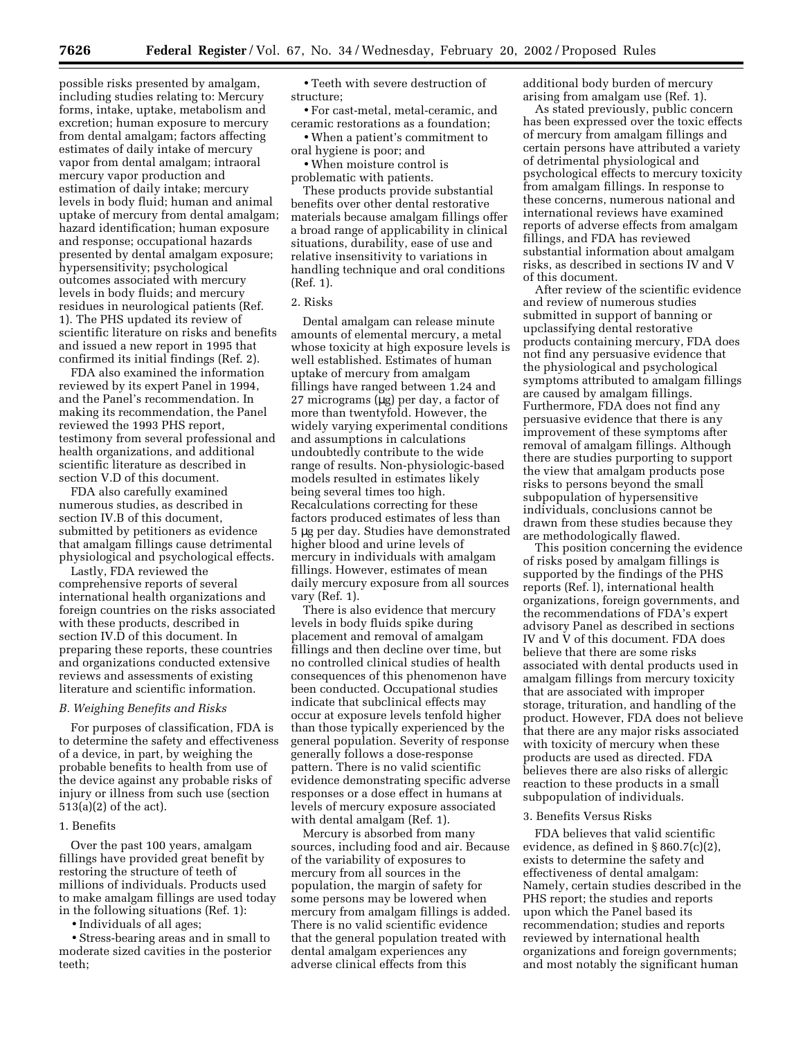possible risks presented by amalgam, including studies relating to: Mercury forms, intake, uptake, metabolism and excretion; human exposure to mercury from dental amalgam; factors affecting estimates of daily intake of mercury vapor from dental amalgam; intraoral mercury vapor production and estimation of daily intake; mercury levels in body fluid; human and animal uptake of mercury from dental amalgam; hazard identification; human exposure and response; occupational hazards presented by dental amalgam exposure; hypersensitivity; psychological outcomes associated with mercury levels in body fluids; and mercury residues in neurological patients (Ref. 1). The PHS updated its review of scientific literature on risks and benefits and issued a new report in 1995 that confirmed its initial findings (Ref. 2).

FDA also examined the information reviewed by its expert Panel in 1994, and the Panel's recommendation. In making its recommendation, the Panel reviewed the 1993 PHS report, testimony from several professional and health organizations, and additional scientific literature as described in section V.D of this document.

FDA also carefully examined numerous studies, as described in section IV.B of this document, submitted by petitioners as evidence that amalgam fillings cause detrimental physiological and psychological effects.

Lastly, FDA reviewed the comprehensive reports of several international health organizations and foreign countries on the risks associated with these products, described in section IV.D of this document. In preparing these reports, these countries and organizations conducted extensive reviews and assessments of existing literature and scientific information.

### *B. Weighing Benefits and Risks*

For purposes of classification, FDA is to determine the safety and effectiveness of a device, in part, by weighing the probable benefits to health from use of the device against any probable risks of injury or illness from such use (section 513(a)(2) of the act).

#### 1. Benefits

Over the past 100 years, amalgam fillings have provided great benefit by restoring the structure of teeth of millions of individuals. Products used to make amalgam fillings are used today in the following situations (Ref. 1):

- Individuals of all ages;
- Stress-bearing areas and in small to moderate sized cavities in the posterior teeth;
- Teeth with severe destruction of structure;
- For cast-metal, metal-ceramic, and ceramic restorations as a foundation;
- When a patient's commitment to oral hygiene is poor; and
- When moisture control is problematic with patients.

These products provide substantial benefits over other dental restorative materials because amalgam fillings offer a broad range of applicability in clinical situations, durability, ease of use and relative insensitivity to variations in handling technique and oral conditions (Ref. 1).

#### 2. Risks

Dental amalgam can release minute amounts of elemental mercury, a metal whose toxicity at high exposure levels is well established. Estimates of human uptake of mercury from amalgam fillings have ranged between 1.24 and 27 micrograms (μg) per day, a factor of more than twentyfold. However, the widely varying experimental conditions and assumptions in calculations undoubtedly contribute to the wide range of results. Non-physiologic-based models resulted in estimates likely being several times too high. Recalculations correcting for these factors produced estimates of less than 5 μg per day. Studies have demonstrated higher blood and urine levels of mercury in individuals with amalgam fillings. However, estimates of mean daily mercury exposure from all sources vary (Ref. 1).

There is also evidence that mercury levels in body fluids spike during placement and removal of amalgam fillings and then decline over time, but no controlled clinical studies of health consequences of this phenomenon have been conducted. Occupational studies indicate that subclinical effects may occur at exposure levels tenfold higher than those typically experienced by the general population. Severity of response generally follows a dose-response pattern. There is no valid scientific evidence demonstrating specific adverse responses or a dose effect in humans at levels of mercury exposure associated with dental amalgam (Ref. 1).

Mercury is absorbed from many sources, including food and air. Because of the variability of exposures to mercury from all sources in the population, the margin of safety for some persons may be lowered when mercury from amalgam fillings is added. There is no valid scientific evidence that the general population treated with dental amalgam experiences any adverse clinical effects from this additional body burden of mercury arising from amalgam use (Ref. 1).

As stated previously, public concern has been expressed over the toxic effects of mercury from amalgam fillings and certain persons have attributed a variety of detrimental physiological and psychological effects to mercury toxicity from amalgam fillings. In response to these concerns, numerous national and international reviews have examined reports of adverse effects from amalgam fillings, and FDA has reviewed substantial information about amalgam risks, as described in sections IV and V of this document.

After review of the scientific evidence and review of numerous studies submitted in support of banning or upclassifying dental restorative products containing mercury, FDA does not find any persuasive evidence that the physiological and psychological symptoms attributed to amalgam fillings are caused by amalgam fillings. Furthermore, FDA does not find any persuasive evidence that there is any improvement of these symptoms after removal of amalgam fillings. Although there are studies purporting to support the view that amalgam products pose risks to persons beyond the small subpopulation of hypersensitive individuals, conclusions cannot be drawn from these studies because they are methodologically flawed.

This position concerning the evidence of risks posed by amalgam fillings is supported by the findings of the PHS reports (Ref. l), international health organizations, foreign governments, and the recommendations of FDA's expert advisory Panel as described in sections IV and V of this document. FDA does believe that there are some risks associated with dental products used in amalgam fillings from mercury toxicity that are associated with improper storage, trituration, and handling of the product. However, FDA does not believe that there are any major risks associated with toxicity of mercury when these products are used as directed. FDA believes there are also risks of allergic reaction to these products in a small subpopulation of individuals.

#### 3. Benefits Versus Risks

FDA believes that valid scientific evidence, as defined in § 860.7(c)(2), exists to determine the safety and effectiveness of dental amalgam: Namely, certain studies described in the PHS report; the studies and reports upon which the Panel based its recommendation; studies and reports reviewed by international health organizations and foreign governments; and most notably the significant human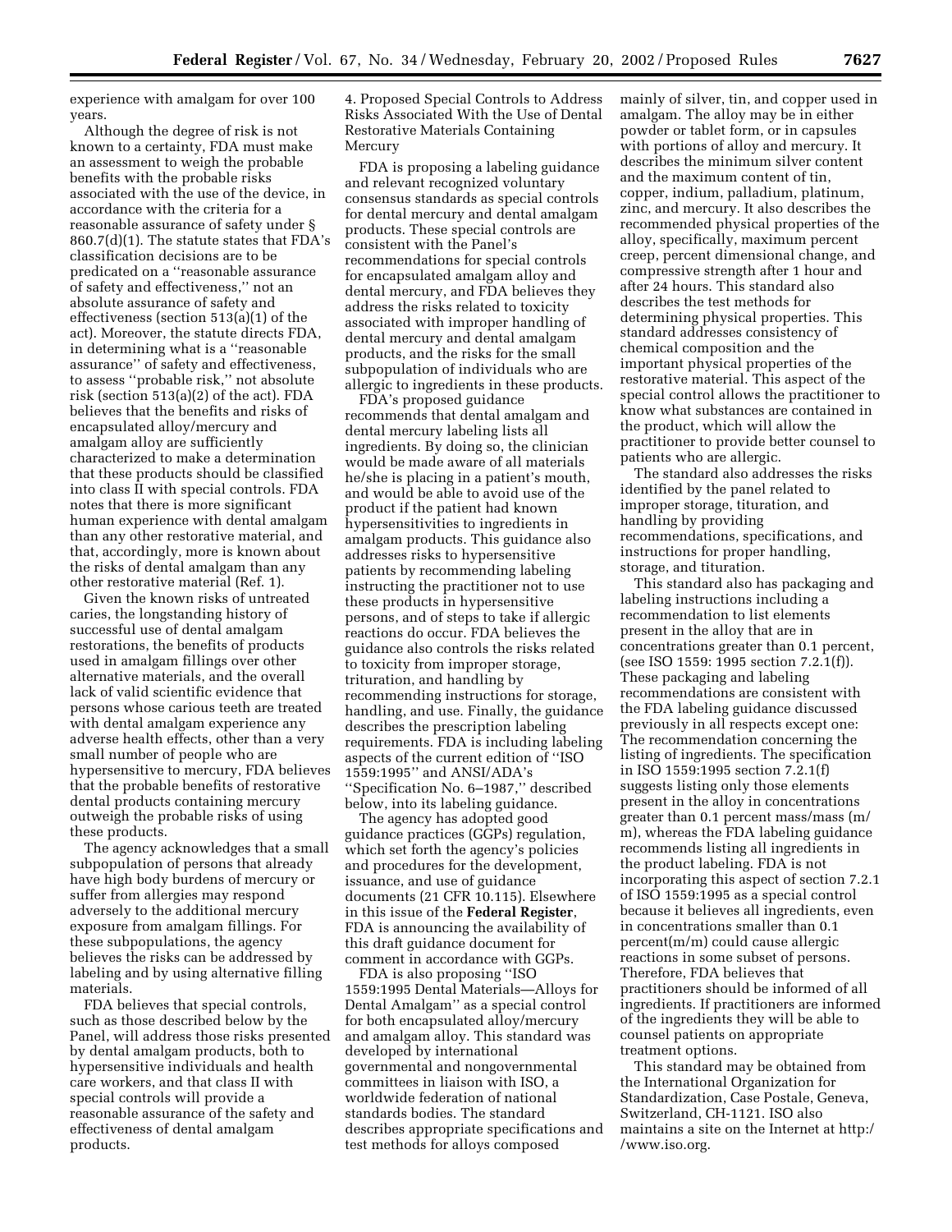experience with amalgam for over 100 years.

Although the degree of risk is not known to a certainty, FDA must make an assessment to weigh the probable benefits with the probable risks associated with the use of the device, in accordance with the criteria for a reasonable assurance of safety under § 860.7(d)(1). The statute states that FDA's classification decisions are to be predicated on a ''reasonable assurance of safety and effectiveness,'' not an absolute assurance of safety and effectiveness (section 513(a)(1) of the act). Moreover, the statute directs FDA, in determining what is a ''reasonable assurance'' of safety and effectiveness, to assess ''probable risk,'' not absolute risk (section 513(a)(2) of the act). FDA believes that the benefits and risks of encapsulated alloy/mercury and amalgam alloy are sufficiently characterized to make a determination that these products should be classified into class II with special controls. FDA notes that there is more significant human experience with dental amalgam than any other restorative material, and that, accordingly, more is known about the risks of dental amalgam than any other restorative material (Ref. 1).

Given the known risks of untreated caries, the longstanding history of successful use of dental amalgam restorations, the benefits of products used in amalgam fillings over other alternative materials, and the overall lack of valid scientific evidence that persons whose carious teeth are treated with dental amalgam experience any adverse health effects, other than a very small number of people who are hypersensitive to mercury, FDA believes that the probable benefits of restorative dental products containing mercury outweigh the probable risks of using these products.

The agency acknowledges that a small subpopulation of persons that already have high body burdens of mercury or suffer from allergies may respond adversely to the additional mercury exposure from amalgam fillings. For these subpopulations, the agency believes the risks can be addressed by labeling and by using alternative filling materials.

FDA believes that special controls, such as those described below by the Panel, will address those risks presented by dental amalgam products, both to hypersensitive individuals and health care workers, and that class II with special controls will provide a reasonable assurance of the safety and effectiveness of dental amalgam products.

4. Proposed Special Controls to Address Risks Associated With the Use of Dental Restorative Materials Containing Mercury

FDA is proposing a labeling guidance and relevant recognized voluntary consensus standards as special controls for dental mercury and dental amalgam products. These special controls are consistent with the Panel's recommendations for special controls for encapsulated amalgam alloy and dental mercury, and FDA believes they address the risks related to toxicity associated with improper handling of dental mercury and dental amalgam products, and the risks for the small subpopulation of individuals who are allergic to ingredients in these products.

FDA's proposed guidance recommends that dental amalgam and dental mercury labeling lists all ingredients. By doing so, the clinician would be made aware of all materials he/she is placing in a patient's mouth, and would be able to avoid use of the product if the patient had known hypersensitivities to ingredients in amalgam products. This guidance also addresses risks to hypersensitive patients by recommending labeling instructing the practitioner not to use these products in hypersensitive persons, and of steps to take if allergic reactions do occur. FDA believes the guidance also controls the risks related to toxicity from improper storage, trituration, and handling by recommending instructions for storage, handling, and use. Finally, the guidance describes the prescription labeling requirements. FDA is including labeling aspects of the current edition of ''ISO 1559:1995'' and ANSI/ADA's ''Specification No. 6–1987,'' described below, into its labeling guidance.

The agency has adopted good guidance practices (GGPs) regulation, which set forth the agency's policies and procedures for the development, issuance, and use of guidance documents (21 CFR 10.115). Elsewhere in this issue of the **Federal Register**, FDA is announcing the availability of this draft guidance document for comment in accordance with GGPs.

FDA is also proposing ''ISO 1559:1995 Dental Materials—Alloys for Dental Amalgam'' as a special control for both encapsulated alloy/mercury and amalgam alloy. This standard was developed by international governmental and nongovernmental committees in liaison with ISO, a worldwide federation of national standards bodies. The standard describes appropriate specifications and test methods for alloys composed mainly of silver, tin, and copper used in amalgam. The alloy may be in either powder or tablet form, or in capsules with portions of alloy and mercury. It describes the minimum silver content and the maximum content of tin, copper, indium, palladium, platinum, zinc, and mercury. It also describes the recommended physical properties of the alloy, specifically, maximum percent creep, percent dimensional change, and compressive strength after 1 hour and after 24 hours. This standard also describes the test methods for determining physical properties. This standard addresses consistency of chemical composition and the important physical properties of the restorative material. This aspect of the special control allows the practitioner to know what substances are contained in the product, which will allow the practitioner to provide better counsel to patients who are allergic.

The standard also addresses the risks identified by the panel related to improper storage, trituration, and handling by providing recommendations, specifications, and instructions for proper handling, storage, and trituration.

This standard also has packaging and labeling instructions including a recommendation to list elements present in the alloy that are in concentrations greater than 0.1 percent, (see ISO 1559: 1995 section 7.2.1(f)). These packaging and labeling recommendations are consistent with the FDA labeling guidance discussed previously in all respects except one: The recommendation concerning the listing of ingredients. The specification in ISO 1559:1995 section 7.2.1(f) suggests listing only those elements present in the alloy in concentrations greater than 0.1 percent mass/mass (m/m), whereas the FDA labeling guidance recommends listing all ingredients in the product labeling. FDA is not incorporating this aspect of section 7.2.1 of ISO 1559:1995 as a special control because it believes all ingredients, even in concentrations smaller than 0.1 percent(m/m) could cause allergic reactions in some subset of persons. Therefore, FDA believes that practitioners should be informed of all ingredients. If practitioners are informed of the ingredients they will be able to counsel patients on appropriate treatment options.

This standard may be obtained from the International Organization for Standardization, Case Postale, Geneva, Switzerland, CH-1121. ISO also maintains a site on the Internet at http://www.iso.org.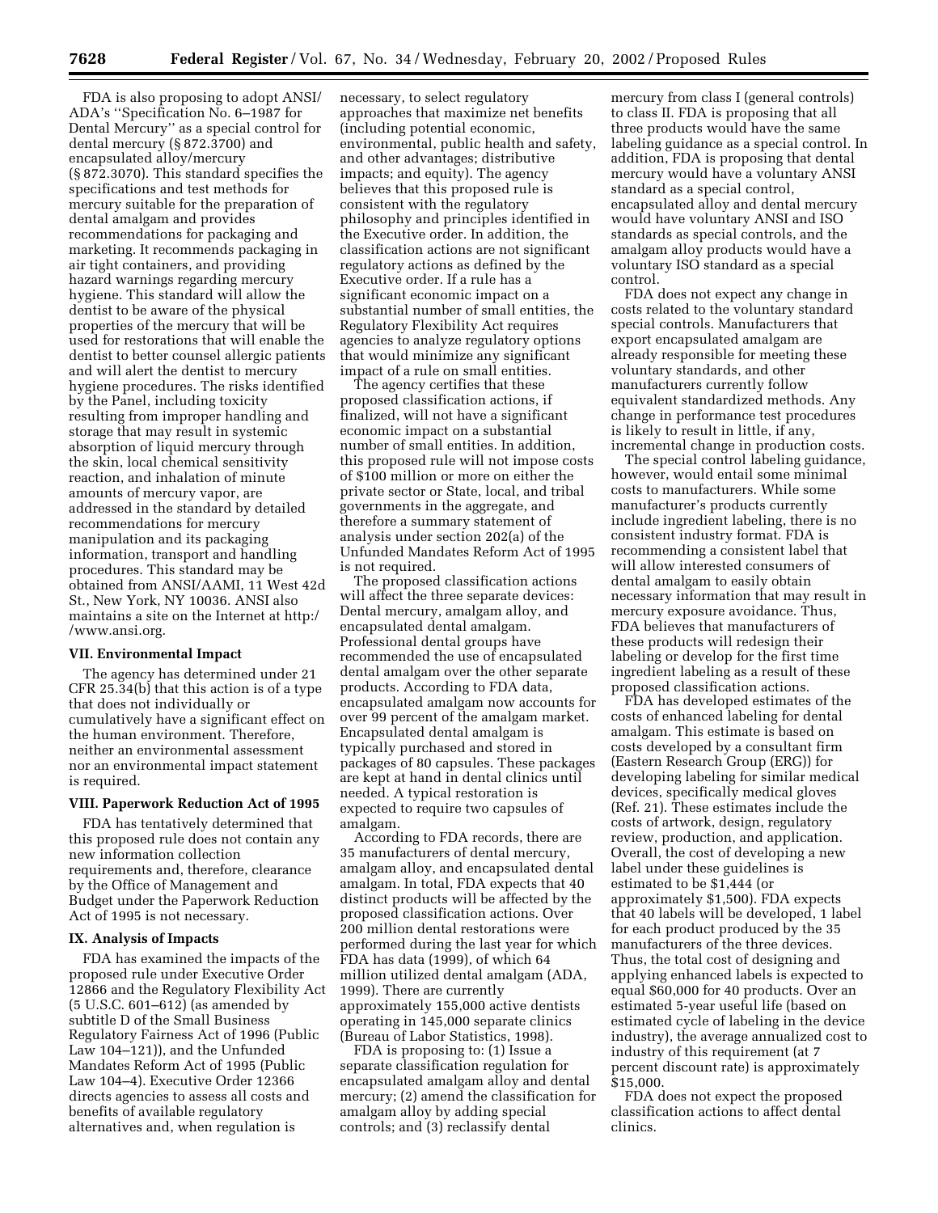FDA is also proposing to adopt ANSI/ADA's ''Specification No. 6–1987 for Dental Mercury'' as a special control for dental mercury (§ 872.3700) and encapsulated alloy/mercury (§ 872.3070). This standard specifies the specifications and test methods for mercury suitable for the preparation of dental amalgam and provides recommendations for packaging and marketing. It recommends packaging in air tight containers, and providing hazard warnings regarding mercury hygiene. This standard will allow the dentist to be aware of the physical properties of the mercury that will be used for restorations that will enable the dentist to better counsel allergic patients and will alert the dentist to mercury hygiene procedures. The risks identified by the Panel, including toxicity resulting from improper handling and storage that may result in systemic absorption of liquid mercury through the skin, local chemical sensitivity reaction, and inhalation of minute amounts of mercury vapor, are addressed in the standard by detailed recommendations for mercury manipulation and its packaging information, transport and handling procedures. This standard may be obtained from ANSI/AAMI, 11 West 42d St., New York, NY 10036. ANSI also maintains a site on the Internet at http://www.ansi.org.

### VII. Environmental Impact

The agency has determined under 21 CFR 25.34(b) that this action is of a type that does not individually or cumulatively have a significant effect on the human environment. Therefore, neither an environmental assessment nor an environmental impact statement is required.

### VIII. Paperwork Reduction Act of 1995

FDA has tentatively determined that this proposed rule does not contain any new information collection requirements and, therefore, clearance by the Office of Management and Budget under the Paperwork Reduction Act of 1995 is not necessary.

### IX. Analysis of Impacts

FDA has examined the impacts of the proposed rule under Executive Order 12866 and the Regulatory Flexibility Act (5 U.S.C. 601–612) (as amended by subtitle D of the Small Business Regulatory Fairness Act of 1996 (Public Law 104–121)), and the Unfunded Mandates Reform Act of 1995 (Public Law 104–4). Executive Order 12366 directs agencies to assess all costs and benefits of available regulatory alternatives and, when regulation is necessary, to select regulatory approaches that maximize net benefits (including potential economic, environmental, public health and safety, and other advantages; distributive impacts; and equity). The agency believes that this proposed rule is consistent with the regulatory philosophy and principles identified in the Executive order. In addition, the classification actions are not significant regulatory actions as defined by the Executive order. If a rule has a significant economic impact on a substantial number of small entities, the Regulatory Flexibility Act requires agencies to analyze regulatory options that would minimize any significant impact of a rule on small entities.

The agency certifies that these proposed classification actions, if finalized, will not have a significant economic impact on a substantial number of small entities. In addition, this proposed rule will not impose costs of $100 million or more on either the private sector or State, local, and tribal governments in the aggregate, and therefore a summary statement of analysis under section 202(a) of the Unfunded Mandates Reform Act of 1995 is not required.

The proposed classification actions will affect the three separate devices: Dental mercury, amalgam alloy, and encapsulated dental amalgam. Professional dental groups have recommended the use of encapsulated dental amalgam over the other separate products. According to FDA data, encapsulated amalgam now accounts for over 99 percent of the amalgam market. Encapsulated dental amalgam is typically purchased and stored in packages of 80 capsules. These packages are kept at hand in dental clinics until needed. A typical restoration is expected to require two capsules of amalgam.

According to FDA records, there are 35 manufacturers of dental mercury, amalgam alloy, and encapsulated dental amalgam. In total, FDA expects that 40 distinct products will be affected by the proposed classification actions. Over 200 million dental restorations were performed during the last year for which FDA has data (1999), of which 64 million utilized dental amalgam (ADA, 1999). There are currently approximately 155,000 active dentists operating in 145,000 separate clinics (Bureau of Labor Statistics, 1998).

FDA is proposing to: (1) Issue a separate classification regulation for encapsulated amalgam alloy and dental mercury; (2) amend the classification for amalgam alloy by adding special controls; and (3) reclassify dental mercury from class I (general controls) to class II. FDA is proposing that all three products would have the same labeling guidance as a special control. In addition, FDA is proposing that dental mercury would have a voluntary ANSI standard as a special control, encapsulated alloy and dental mercury would have voluntary ANSI and ISO standards as special controls, and the amalgam alloy products would have a voluntary ISO standard as a special control.

FDA does not expect any change in costs related to the voluntary standard special controls. Manufacturers that export encapsulated amalgam are already responsible for meeting these voluntary standards, and other manufacturers currently follow equivalent standardized methods. Any change in performance test procedures is likely to result in little, if any, incremental change in production costs.

The special control labeling guidance, however, would entail some minimal costs to manufacturers. While some manufacturer's products currently include ingredient labeling, there is no consistent industry format. FDA is recommending a consistent label that will allow interested consumers of dental amalgam to easily obtain necessary information that may result in mercury exposure avoidance. Thus, FDA believes that manufacturers of these products will redesign their labeling or develop for the first time ingredient labeling as a result of these proposed classification actions.

FDA has developed estimates of the costs of enhanced labeling for dental amalgam. This estimate is based on costs developed by a consultant firm (Eastern Research Group (ERG)) for developing labeling for similar medical devices, specifically medical gloves (Ref. 21). These estimates include the costs of artwork, design, regulatory review, production, and application. Overall, the cost of developing a new label under these guidelines is estimated to be $1,444 (or approximately $1,500). FDA expects that 40 labels will be developed, 1 label for each product produced by the 35 manufacturers of the three devices. Thus, the total cost of designing and applying enhanced labels is expected to equal $60,000 for 40 products. Over an estimated 5-year useful life (based on estimated cycle of labeling in the device industry), the average annualized cost to industry of this requirement (at 7 percent discount rate) is approximately $15,000.

FDA does not expect the proposed classification actions to affect dental clinics.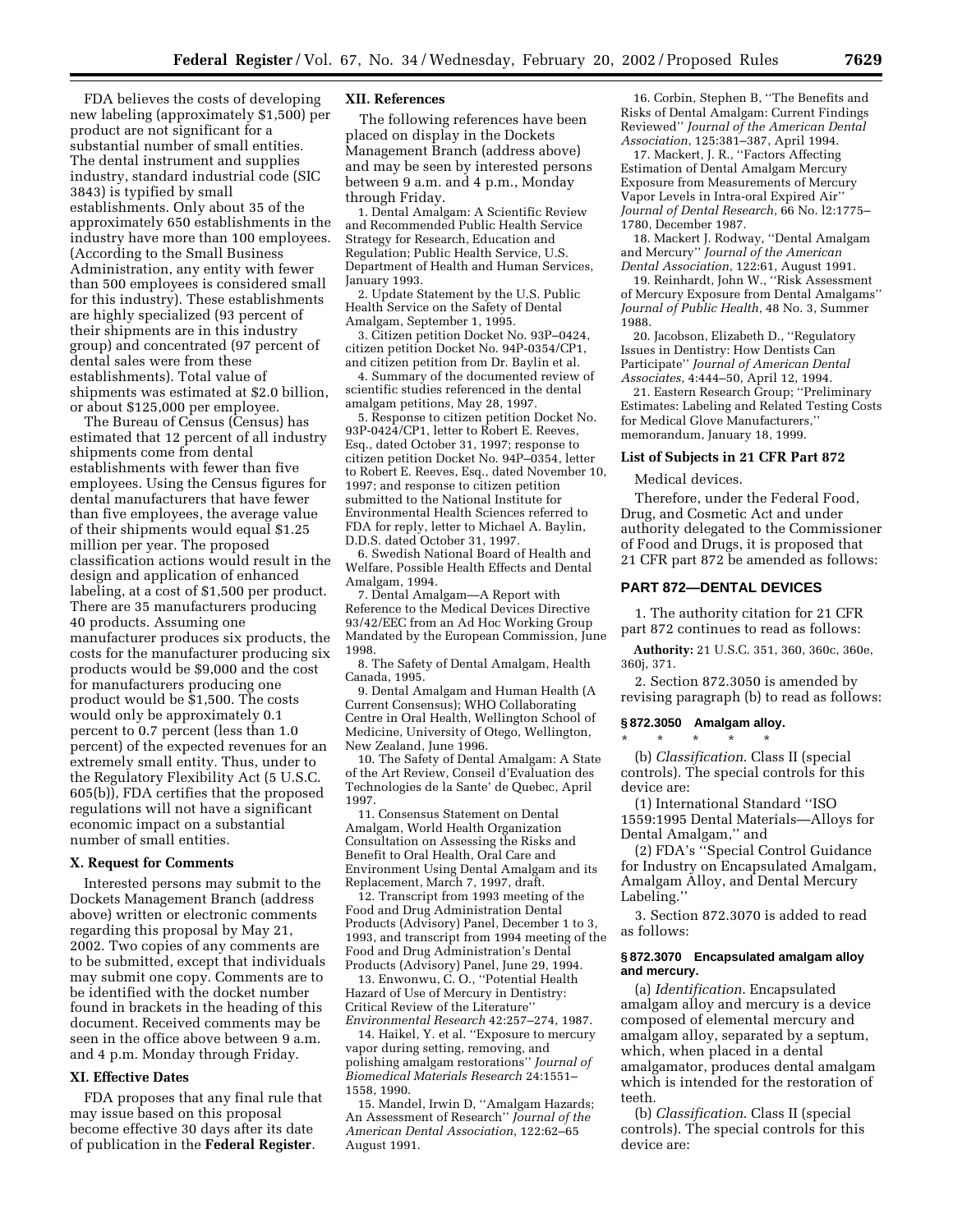FDA believes the costs of developing new labeling (approximately $1,500) per product are not significant for a substantial number of small entities. The dental instrument and supplies industry, standard industrial code (SIC 3843) is typified by small establishments. Only about 35 of the approximately 650 establishments in the industry have more than 100 employees. (According to the Small Business Administration, any entity with fewer than 500 employees is considered small for this industry). These establishments are highly specialized (93 percent of their shipments are in this industry group) and concentrated (97 percent of dental sales were from these establishments). Total value of shipments was estimated at $2.0 billion, or about $125,000 per employee.

The Bureau of Census (Census) has estimated that 12 percent of all industry shipments come from dental establishments with fewer than five employees. Using the Census figures for dental manufacturers that have fewer than five employees, the average value of their shipments would equal $1.25 million per year. The proposed classification actions would result in the design and application of enhanced labeling, at a cost of $1,500 per product. There are 35 manufacturers producing 40 products. Assuming one manufacturer produces six products, the costs for the manufacturer producing six products would be $9,000 and the cost for manufacturers producing one product would be $1,500. The costs would only be approximately 0.1 percent to 0.7 percent (less than 1.0 percent) of the expected revenues for an extremely small entity. Thus, under to the Regulatory Flexibility Act (5 U.S.C. 605(b)), FDA certifies that the proposed regulations will not have a significant economic impact on a substantial number of small entities.

## X. Request for Comments

Interested persons may submit to the Dockets Management Branch (address above) written or electronic comments regarding this proposal by May 21, 2002. Two copies of any comments are to be submitted, except that individuals may submit one copy. Comments are to be identified with the docket number found in brackets in the heading of this document. Received comments may be seen in the office above between 9 a.m. and 4 p.m. Monday through Friday.

## XI. Effective Dates

FDA proposes that any final rule that may issue based on this proposal become effective 30 days after its date of publication in the **Federal Register**.

## XII. References

The following references have been placed on display in the Dockets Management Branch (address above) and may be seen by interested persons between 9 a.m. and 4 p.m., Monday through Friday.

1. Dental Amalgam: A Scientific Review and Recommended Public Health Service Strategy for Research, Education and Regulation; Public Health Service, U.S. Department of Health and Human Services, January 1993.
2. Update Statement by the U.S. Public Health Service on the Safety of Dental Amalgam, September 1, 1995.
3. Citizen petition Docket No. 93P–0424, citizen petition Docket No. 94P-0354/CP1, and citizen petition from Dr. Baylin et al.
4. Summary of the documented review of scientific studies referenced in the dental amalgam petitions, May 28, 1997.
5. Response to citizen petition Docket No. 93P-0424/CP1, letter to Robert E. Reeves, Esq., dated October 31, 1997; response to citizen petition Docket No. 94P–0354, letter to Robert E. Reeves, Esq., dated November 10, 1997; and response to citizen petition submitted to the National Institute for Environmental Health Sciences referred to FDA for reply, letter to Michael A. Baylin, D.D.S. dated October 31, 1997.
6. Swedish National Board of Health and Welfare, Possible Health Effects and Dental Amalgam, 1994.
7. Dental Amalgam—A Report with Reference to the Medical Devices Directive 93/42/EEC from an Ad Hoc Working Group Mandated by the European Commission, June 1998.
8. The Safety of Dental Amalgam, Health Canada, 1995.
9. Dental Amalgam and Human Health (A Current Consensus); WHO Collaborating Centre in Oral Health, Wellington School of Medicine, University of Otego, Wellington, New Zealand, June 1996.
10. The Safety of Dental Amalgam: A State of the Art Review, Conseil d'Evaluation des Technologies de la Sante' de Quebec, April 1997.
11. Consensus Statement on Dental Amalgam, World Health Organization Consultation on Assessing the Risks and Benefit to Oral Health, Oral Care and Environment Using Dental Amalgam and its Replacement, March 7, 1997, draft.
12. Transcript from 1993 meeting of the Food and Drug Administration Dental Products (Advisory) Panel, December 1 to 3, 1993, and transcript from 1994 meeting of the Food and Drug Administration's Dental Products (Advisory) Panel, June 29, 1994.
13. Enwonwu, C. O., ''Potential Health Hazard of Use of Mercury in Dentistry: Critical Review of the Literature'' *Environmental Research* 42:257–274, 1987.
14. Haikel, Y. et al. ''Exposure to mercury vapor during setting, removing, and polishing amalgam restorations'' *Journal of Biomedical Materials Research* 24:1551–1558, 1990.
15. Mandel, Irwin D, ''Amalgam Hazards; An Assessment of Research'' *Journal of the American Dental Association*, 122:62–65 August 1991.
16. Corbin, Stephen B, ''The Benefits and Risks of Dental Amalgam: Current Findings Reviewed'' *Journal of the American Dental Association*, 125:381–387, April 1994.
17. Mackert, J. R., ''Factors Affecting Estimation of Dental Amalgam Mercury Exposure from Measurements of Mercury Vapor Levels in Intra-oral Expired Air'' *Journal of Dental Research*, 66 No. l2:1775–1780, December 1987.
18. Mackert J. Rodway, ''Dental Amalgam and Mercury'' *Journal of the American Dental Association*, 122:61, August 1991.
19. Reinhardt, John W., ''Risk Assessment of Mercury Exposure from Dental Amalgams'' *Journal of Public Health*, 48 No. 3, Summer 1988.
20. Jacobson, Elizabeth D., ''Regulatory Issues in Dentistry: How Dentists Can Participate'' *Journal of American Dental Associates*, 4:444–50, April 12, 1994.
21. Eastern Research Group; ''Preliminary Estimates: Labeling and Related Testing Costs for Medical Glove Manufacturers,'' memorandum, January 18, 1999.

### List of Subjects in 21 CFR Part 872

Medical devices.

Therefore, under the Federal Food, Drug, and Cosmetic Act and under authority delegated to the Commissioner of Food and Drugs, it is proposed that 21 CFR part 872 be amended as follows:

## PART 872—DENTAL DEVICES

1. The authority citation for 21 CFR part 872 continues to read as follows:

**Authority:** 21 U.S.C. 351, 360, 360c, 360e, 360j, 371.

2. Section 872.3050 is amended by revising paragraph (b) to read as follows:

### § 872.3050 Amalgam alloy.

\* \* \* \* \*

(b) *Classification*. Class II (special controls). The special controls for this device are:

(1) International Standard ''ISO 1559:1995 Dental Materials—Alloys for Dental Amalgam,'' and

(2) FDA's ''Special Control Guidance for Industry on Encapsulated Amalgam, Amalgam Alloy, and Dental Mercury Labeling.''

3. Section 872.3070 is added to read as follows:

### § 872.3070 Encapsulated amalgam alloy and mercury.

(a) *Identification*. Encapsulated amalgam alloy and mercury is a device composed of elemental mercury and amalgam alloy, separated by a septum, which, when placed in a dental amalgamator, produces dental amalgam which is intended for the restoration of teeth.

(b) *Classification*. Class II (special controls). The special controls for this device are: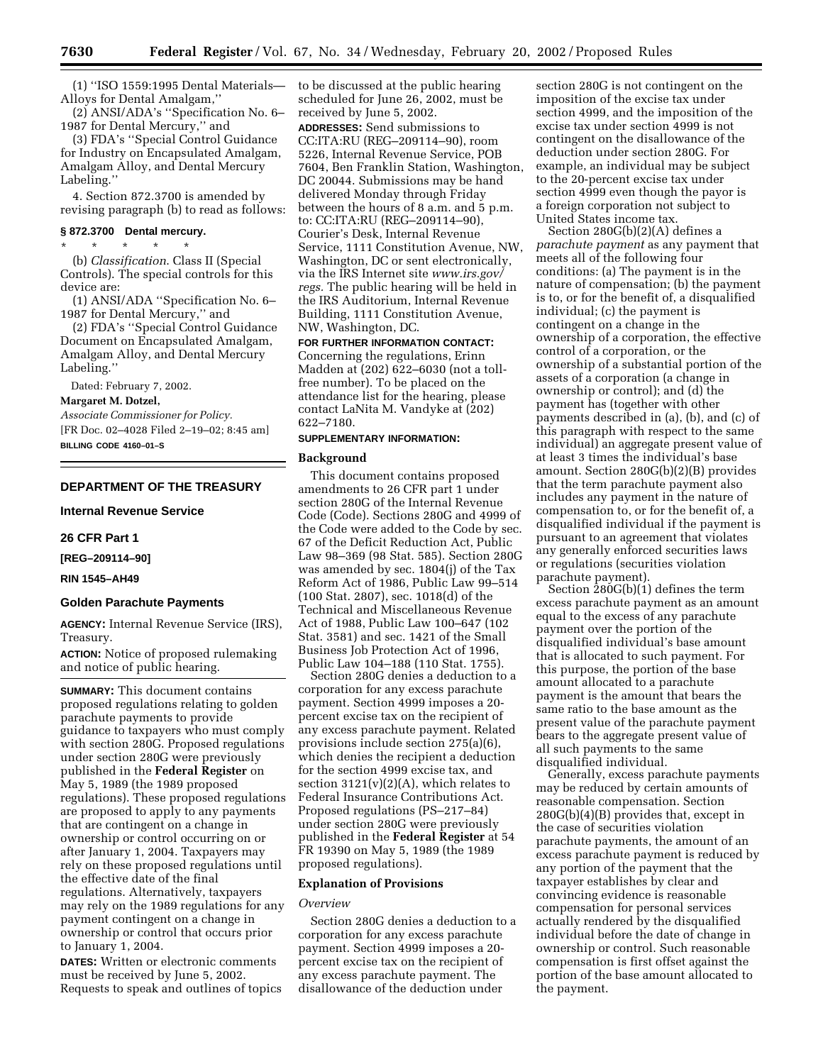(1) ''ISO 1559:1995 Dental Materials—Alloys for Dental Amalgam,''

(2) ANSI/ADA's ''Specification No. 6–1987 for Dental Mercury,'' and

(3) FDA's ''Special Control Guidance for Industry on Encapsulated Amalgam, Amalgam Alloy, and Dental Mercury Labeling.''

4. Section 872.3700 is amended by revising paragraph (b) to read as follows:

**§ 872.3700 Dental mercury.**

\* \* \* \* \*

(b) *Classification*. Class II (Special Controls). The special controls for this device are:

(1) ANSI/ADA ''Specification No. 6–1987 for Dental Mercury,'' and

(2) FDA's ''Special Control Guidance Document on Encapsulated Amalgam, Amalgam Alloy, and Dental Mercury Labeling.''

Dated: February 7, 2002.

**Margaret M. Dotzel,**

*Associate Commissioner for Policy.*

[FR Doc. 02–4028 Filed 2–19–02; 8:45 am]

**BILLING CODE 4160–01–S**

---

## DEPARTMENT OF THE TREASURY

### Internal Revenue Service

### 26 CFR Part 1

**[REG–209114–90]**

**RIN 1545–AH49**

### Golden Parachute Payments

**AGENCY:** Internal Revenue Service (IRS), Treasury.

**ACTION:** Notice of proposed rulemaking and notice of public hearing.

**SUMMARY:** This document contains proposed regulations relating to golden parachute payments to provide guidance to taxpayers who must comply with section 280G. Proposed regulations under section 280G were previously published in the **Federal Register** on May 5, 1989 (the 1989 proposed regulations). These proposed regulations are proposed to apply to any payments that are contingent on a change in ownership or control occurring on or after January 1, 2004. Taxpayers may rely on these proposed regulations until the effective date of the final regulations. Alternatively, taxpayers may rely on the 1989 regulations for any payment contingent on a change in ownership or control that occurs prior to January 1, 2004.

**DATES:** Written or electronic comments must be received by June 5, 2002. Requests to speak and outlines of topics to be discussed at the public hearing scheduled for June 26, 2002, must be received by June 5, 2002.

**ADDRESSES:** Send submissions to CC:ITA:RU (REG–209114–90), room 5226, Internal Revenue Service, POB 7604, Ben Franklin Station, Washington, DC 20044. Submissions may be hand delivered Monday through Friday between the hours of 8 a.m. and 5 p.m. to: CC:ITA:RU (REG–209114–90), Courier's Desk, Internal Revenue Service, 1111 Constitution Avenue, NW, Washington, DC or sent electronically, via the IRS Internet site *www.irs.gov/regs.* The public hearing will be held in the IRS Auditorium, Internal Revenue Building, 1111 Constitution Avenue, NW, Washington, DC.

**FOR FURTHER INFORMATION CONTACT:** Concerning the regulations, Erinn Madden at (202) 622–6030 (not a toll-free number). To be placed on the attendance list for the hearing, please contact LaNita M. Vandyke at (202) 622–7180.

**SUPPLEMENTARY INFORMATION:**

### Background

This document contains proposed amendments to 26 CFR part 1 under section 280G of the Internal Revenue Code (Code). Sections 280G and 4999 of the Code were added to the Code by sec. 67 of the Deficit Reduction Act, Public Law 98–369 (98 Stat. 585). Section 280G was amended by sec. 1804(j) of the Tax Reform Act of 1986, Public Law 99–514 (100 Stat. 2807), sec. 1018(d) of the Technical and Miscellaneous Revenue Act of 1988, Public Law 100–647 (102 Stat. 3581) and sec. 1421 of the Small Business Job Protection Act of 1996, Public Law 104–188 (110 Stat. 1755).

Section 280G denies a deduction to a corporation for any excess parachute payment. Section 4999 imposes a 20-percent excise tax on the recipient of any excess parachute payment. Related provisions include section 275(a)(6), which denies the recipient a deduction for the section 4999 excise tax, and section 3121(v)(2)(A), which relates to Federal Insurance Contributions Act. Proposed regulations (PS–217–84) under section 280G were previously published in the **Federal Register** at 54 FR 19390 on May 5, 1989 (the 1989 proposed regulations).

### Explanation of Provisions

*Overview*

Section 280G denies a deduction to a corporation for any excess parachute payment. Section 4999 imposes a 20-percent excise tax on the recipient of any excess parachute payment. The disallowance of the deduction under section 280G is not contingent on the imposition of the excise tax under section 4999, and the imposition of the excise tax under section 4999 is not contingent on the disallowance of the deduction under section 280G. For example, an individual may be subject to the 20-percent excise tax under section 4999 even though the payor is a foreign corporation not subject to United States income tax.

Section 280G(b)(2)(A) defines a *parachute payment* as any payment that meets all of the following four conditions: (a) The payment is in the nature of compensation; (b) the payment is to, or for the benefit of, a disqualified individual; (c) the payment is contingent on a change in the ownership of a corporation, the effective control of a corporation, or the ownership of a substantial portion of the assets of a corporation (a change in ownership or control); and (d) the payment has (together with other payments described in (a), (b), and (c) of this paragraph with respect to the same individual) an aggregate present value of at least 3 times the individual's base amount. Section 280G(b)(2)(B) provides that the term parachute payment also includes any payment in the nature of compensation to, or for the benefit of, a disqualified individual if the payment is pursuant to an agreement that violates any generally enforced securities laws or regulations (securities violation parachute payment).

Section 280G(b)(1) defines the term excess parachute payment as an amount equal to the excess of any parachute payment over the portion of the disqualified individual's base amount that is allocated to such payment. For this purpose, the portion of the base amount allocated to a parachute payment is the amount that bears the same ratio to the base amount as the present value of the parachute payment bears to the aggregate present value of all such payments to the same disqualified individual.

Generally, excess parachute payments may be reduced by certain amounts of reasonable compensation. Section 280G(b)(4)(B) provides that, except in the case of securities violation parachute payments, the amount of an excess parachute payment is reduced by any portion of the payment that the taxpayer establishes by clear and convincing evidence is reasonable compensation for personal services actually rendered by the disqualified individual before the date of change in ownership or control. Such reasonable compensation is first offset against the portion of the base amount allocated to the payment.